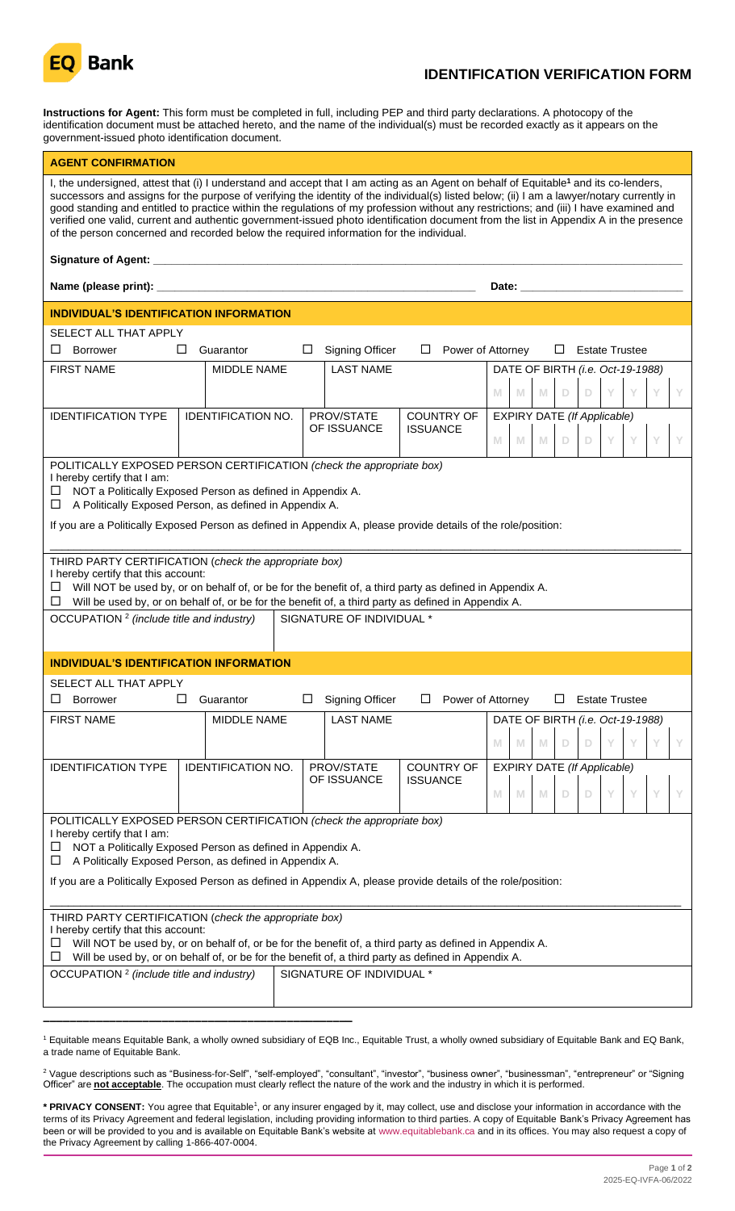EQ Bank

# IDENTIFICATION VERIFICATION FORM

**Instructions for Agent:** This form must be completed in full, including PEP and third party declarations. A photocopy of the identification document must be attached hereto, and the name of the individual(s) must be recorded exactly as it appears on the government-issued photo identification document.

## AGENT CONFIRMATION

I, the undersigned, attest that (i) I understand and accept that I am acting as an Agent on behalf of Equitable[1] and its co-lenders, successors and assigns for the purpose of verifying the identity of the individual(s) listed below; (ii) I am a lawyer/notary currently in good standing and entitled to practice within the regulations of my profession without any restrictions; and (iii) I have examined and verified one valid, current and authentic government-issued photo identification document from the list in Appendix A in the presence of the person concerned and recorded below the required information for the individual.

**Signature of Agent:** ______________________________________________

**Name (please print):** ______________________________ **Date:** ______________________

## INDIVIDUAL'S IDENTIFICATION INFORMATION

SELECT ALL THAT APPLY

☐ Borrower ☐ Guarantor ☐ Signing Officer ☐ Power of Attorney ☐ Estate Trustee

| FIRST NAME | MIDDLE NAME | LAST NAME | | DATE OF BIRTH (i.e. Oct-19-1988) |
|---|---|---|---|---|
| | | | | M M M D D Y Y Y Y |
| **IDENTIFICATION TYPE** | **IDENTIFICATION NO.** | **PROV/STATE OF ISSUANCE** | **COUNTRY OF ISSUANCE** | **EXPIRY DATE (If Applicable)** |
| | | | | M M M D D Y Y Y Y |

POLITICALLY EXPOSED PERSON CERTIFICATION *(check the appropriate box)*
I hereby certify that I am:
☐ NOT a Politically Exposed Person as defined in Appendix A.
☐ A Politically Exposed Person, as defined in Appendix A.

If you are a Politically Exposed Person as defined in Appendix A, please provide details of the role/position:

______________________________________________

THIRD PARTY CERTIFICATION (*check the appropriate box)*
I hereby certify that this account:
☐ Will NOT be used by, or on behalf of, or be for the benefit of, a third party as defined in Appendix A.
☐ Will be used by, or on behalf of, or be for the benefit of, a third party as defined in Appendix A.

| OCCUPATION [2] *(include title and industry)* | SIGNATURE OF INDIVIDUAL * |
|---|---|
| | |

## INDIVIDUAL'S IDENTIFICATION INFORMATION

SELECT ALL THAT APPLY

☐ Borrower ☐ Guarantor ☐ Signing Officer ☐ Power of Attorney ☐ Estate Trustee

| FIRST NAME | MIDDLE NAME | LAST NAME | | DATE OF BIRTH (i.e. Oct-19-1988) |
|---|---|---|---|---|
| | | | | M M M D D Y Y Y Y |
| **IDENTIFICATION TYPE** | **IDENTIFICATION NO.** | **PROV/STATE OF ISSUANCE** | **COUNTRY OF ISSUANCE** | **EXPIRY DATE (If Applicable)** |
| | | | | M M M D D Y Y Y Y |

POLITICALLY EXPOSED PERSON CERTIFICATION *(check the appropriate box)*
I hereby certify that I am:
☐ NOT a Politically Exposed Person as defined in Appendix A.
☐ A Politically Exposed Person, as defined in Appendix A.

If you are a Politically Exposed Person as defined in Appendix A, please provide details of the role/position:

______________________________________________

THIRD PARTY CERTIFICATION (*check the appropriate box)*
I hereby certify that this account:
☐ Will NOT be used by, or on behalf of, or be for the benefit of, a third party as defined in Appendix A.
☐ Will be used by, or on behalf of, or be for the benefit of, a third party as defined in Appendix A.

| OCCUPATION [2] *(include title and industry)* | SIGNATURE OF INDIVIDUAL * |
|---|---|
| | |

---

[1] Equitable means Equitable Bank, a wholly owned subsidiary of EQB Inc., Equitable Trust, a wholly owned subsidiary of Equitable Bank and EQ Bank, a trade name of Equitable Bank.

[2] Vague descriptions such as "Business-for-Self", "self-employed", "consultant", "investor", "business owner", "businessman", "entrepreneur" or "Signing Officer" are **not acceptable**. The occupation must clearly reflect the nature of the work and the industry in which it is performed.

**\* PRIVACY CONSENT:** You agree that Equitable[1], or any insurer engaged by it, may collect, use and disclose your information in accordance with the terms of its Privacy Agreement and federal legislation, including providing information to third parties. A copy of Equitable Bank's Privacy Agreement has been or will be provided to you and is available on Equitable Bank's website at www.equitablebank.ca and in its offices. You may also request a copy of the Privacy Agreement by calling 1-866-407-0004.

2025-EQ-IVFA-06/2022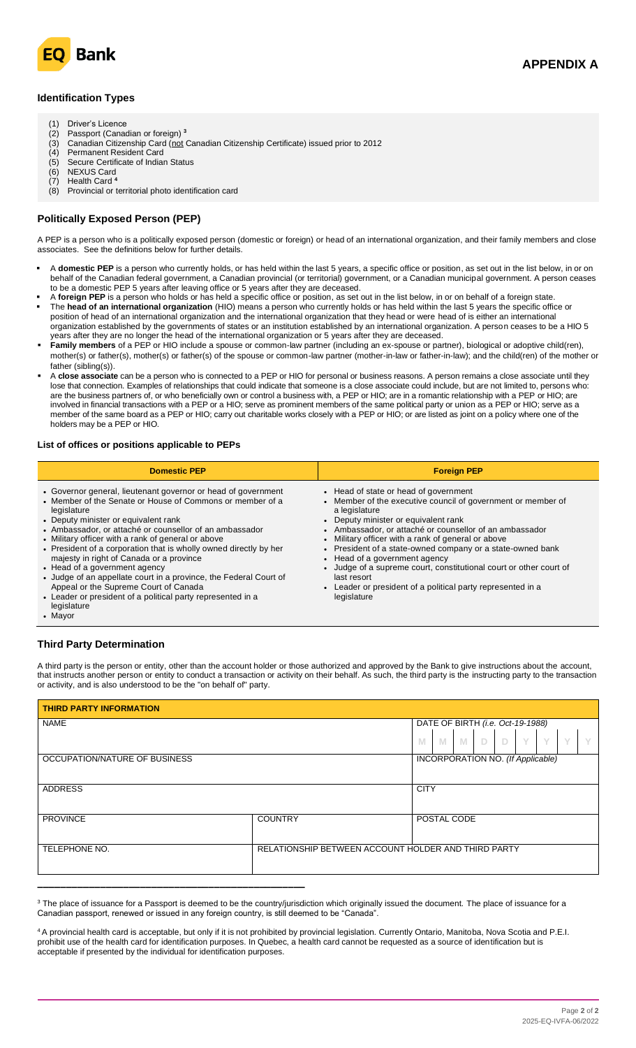# APPENDIX A

## Identification Types

(1) Driver's Licence
(2) Passport (Canadian or foreign) [3]
(3) Canadian Citizenship Card (not Canadian Citizenship Certificate) issued prior to 2012
(4) Permanent Resident Card
(5) Secure Certificate of Indian Status
(6) NEXUS Card
(7) Health Card [4]
(8) Provincial or territorial photo identification card

## Politically Exposed Person (PEP)

A PEP is a person who is a politically exposed person (domestic or foreign) or head of an international organization, and their family members and close associates. See the definitions below for further details.

- A **domestic PEP** is a person who currently holds, or has held within the last 5 years, a specific office or position, as set out in the list below, in or on behalf of the Canadian federal government, a Canadian provincial (or territorial) government, or a Canadian municipal government. A person ceases to be a domestic PEP 5 years after leaving office or 5 years after they are deceased.
- A **foreign PEP** is a person who holds or has held a specific office or position, as set out in the list below, in or on behalf of a foreign state.
- The **head of an international organization** (HIO) means a person who currently holds or has held within the last 5 years the specific office or position of head of an international organization and the international organization that they head or were head of is either an international organization established by the governments of states or an institution established by an international organization. A person ceases to be a HIO 5 years after they are no longer the head of the international organization or 5 years after they are deceased.
- **Family members** of a PEP or HIO include a spouse or common-law partner (including an ex-spouse or partner), biological or adoptive child(ren), mother(s) or father(s), mother(s) or father(s) of the spouse or common-law partner (mother-in-law or father-in-law); and the child(ren) of the mother or father (sibling(s)).
- A **close associate** can be a person who is connected to a PEP or HIO for personal or business reasons. A person remains a close associate until they lose that connection. Examples of relationships that could indicate that someone is a close associate could include, but are not limited to, persons who: are the business partners of, or who beneficially own or control a business with, a PEP or HIO; are in a romantic relationship with a PEP or HIO; are involved in financial transactions with a PEP or a HIO; serve as prominent members of the same political party or union as a PEP or HIO; serve as a member of the same board as a PEP or HIO; carry out charitable works closely with a PEP or HIO; or are listed as joint on a policy where one of the holders may be a PEP or HIO.

### List of offices or positions applicable to PEPs

| Domestic PEP | Foreign PEP |
|---|---|
| • Governor general, lieutenant governor or head of government<br>• Member of the Senate or House of Commons or member of a legislature<br>• Deputy minister or equivalent rank<br>• Ambassador, or attaché or counsellor of an ambassador<br>• Military officer with a rank of general or above<br>• President of a corporation that is wholly owned directly by her majesty in right of Canada or a province<br>• Head of a government agency<br>• Judge of an appellate court in a province, the Federal Court of Appeal or the Supreme Court of Canada<br>• Leader or president of a political party represented in a legislature<br>• Mayor | • Head of state or head of government<br>• Member of the executive council of government or member of a legislature<br>• Deputy minister or equivalent rank<br>• Ambassador, or attaché or counsellor of an ambassador<br>• Military officer with a rank of general or above<br>• President of a state-owned company or a state-owned bank<br>• Head of a government agency<br>• Judge of a supreme court, constitutional court or other court of last resort<br>• Leader or president of a political party represented in a legislature |

## Third Party Determination

A third party is the person or entity, other than the account holder or those authorized and approved by the Bank to give instructions about the account, that instructs another person or entity to conduct a transaction or activity on their behalf. As such, the third party is the instructing party to the transaction or activity, and is also understood to be the "on behalf of" party.

| THIRD PARTY INFORMATION | | |
|---|---|---|
| NAME | | DATE OF BIRTH (*i.e. Oct-19-1988*)<br>M M M D D Y Y Y Y |
| OCCUPATION/NATURE OF BUSINESS | | INCORPORATION NO. (*If Applicable*) |
| ADDRESS | | CITY |
| PROVINCE | COUNTRY | POSTAL CODE |
| TELEPHONE NO. | RELATIONSHIP BETWEEN ACCOUNT HOLDER AND THIRD PARTY | |

[3] The place of issuance for a Passport is deemed to be the country/jurisdiction which originally issued the document. The place of issuance for a Canadian passport, renewed or issued in any foreign country, is still deemed to be "Canada".

[4] A provincial health card is acceptable, but only if it is not prohibited by provincial legislation. Currently Ontario, Manitoba, Nova Scotia and P.E.I. prohibit use of the health card for identification purposes. In Quebec, a health card cannot be requested as a source of identification but is acceptable if presented by the individual for identification purposes.

2025-EQ-IVFA-06/2022